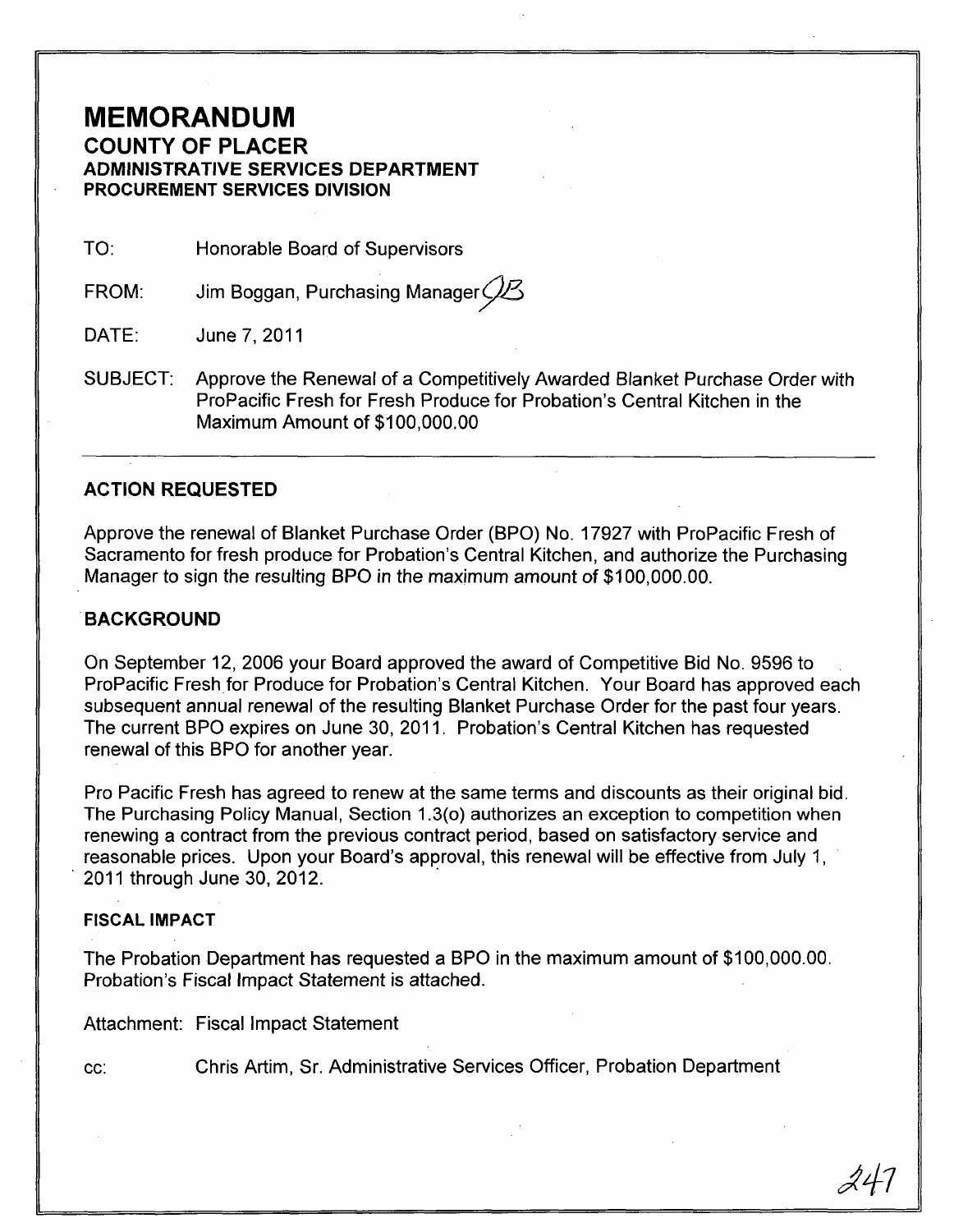# MEMORANDUM

## COUNTY OF PLACER

### ADMINISTRATIVE SERVICES DEPARTMENT
### PROCUREMENT SERVICES DIVISION

TO: Honorable Board of Supervisors

FROM: Jim Boggan, Purchasing Manager JB

DATE: June 7, 2011

SUBJECT: Approve the Renewal of a Competitively Awarded Blanket Purchase Order with ProPacific Fresh for Fresh Produce for Probation's Central Kitchen in the Maximum Amount of $100,000.00

---

### ACTION REQUESTED

Approve the renewal of Blanket Purchase Order (BPO) No. 17927 with ProPacific Fresh of Sacramento for fresh produce for Probation's Central Kitchen, and authorize the Purchasing Manager to sign the resulting BPO in the maximum amount of $100,000.00.

### BACKGROUND

On September 12, 2006 your Board approved the award of Competitive Bid No. 9596 to ProPacific Fresh for Produce for Probation's Central Kitchen. Your Board has approved each subsequent annual renewal of the resulting Blanket Purchase Order for the past four years. The current BPO expires on June 30, 2011. Probation's Central Kitchen has requested renewal of this BPO for another year.

Pro Pacific Fresh has agreed to renew at the same terms and discounts as their original bid. The Purchasing Policy Manual, Section 1.3(o) authorizes an exception to competition when renewing a contract from the previous contract period, based on satisfactory service and reasonable prices. Upon your Board's approval, this renewal will be effective from July 1, 2011 through June 30, 2012.

### FISCAL IMPACT

The Probation Department has requested a BPO in the maximum amount of $100,000.00. Probation's Fiscal Impact Statement is attached.

Attachment: Fiscal Impact Statement

cc: Chris Artim, Sr. Administrative Services Officer, Probation Department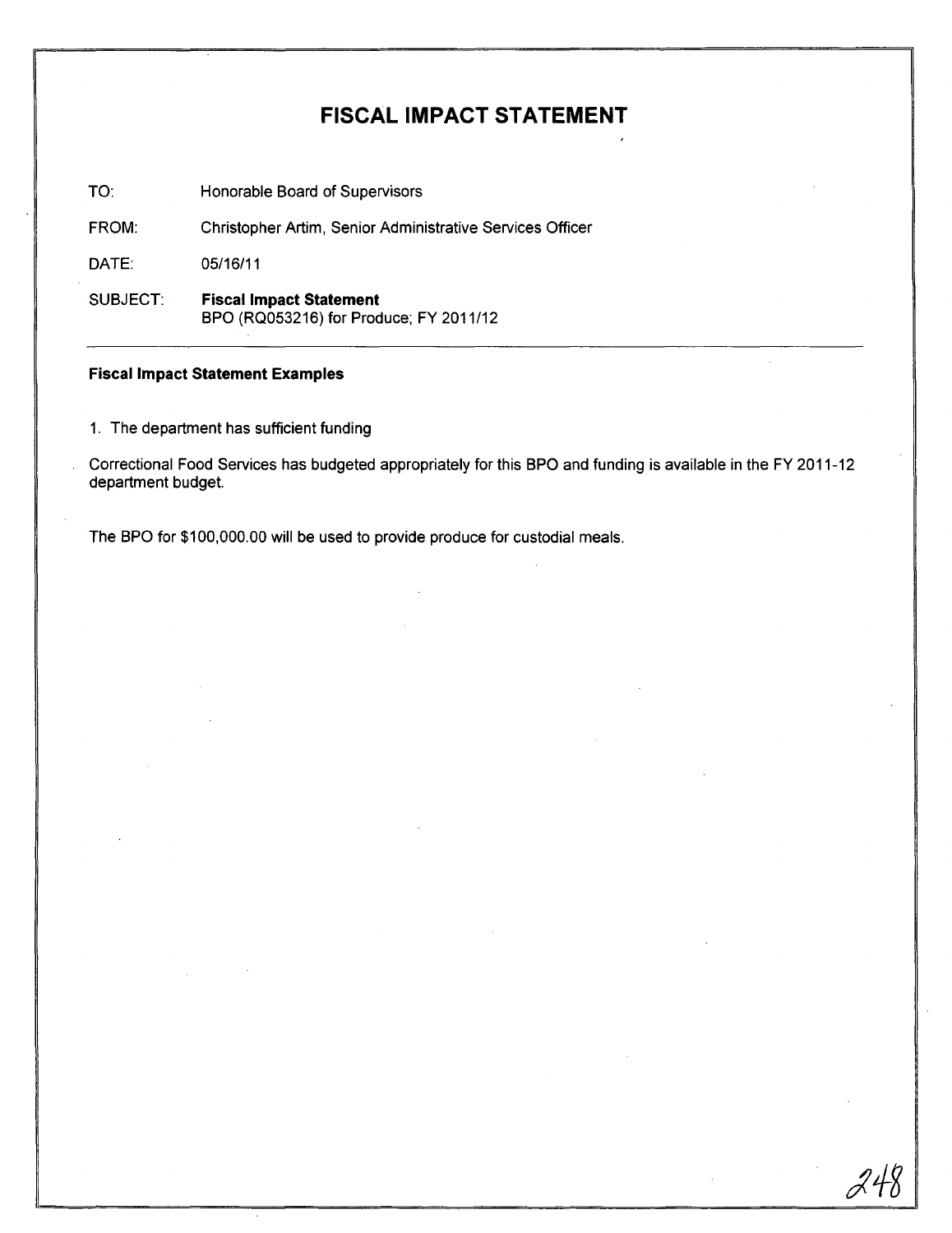# FISCAL IMPACT STATEMENT

TO: Honorable Board of Supervisors

FROM: Christopher Artim, Senior Administrative Services Officer

DATE: 05/16/11

SUBJECT: **Fiscal Impact Statement**
BPO (RQ053216) for Produce; FY 2011/12

---

**Fiscal Impact Statement Examples**

1. The department has sufficient funding

Correctional Food Services has budgeted appropriately for this BPO and funding is available in the FY 2011-12 department budget.

The BPO for $100,000.00 will be used to provide produce for custodial meals.